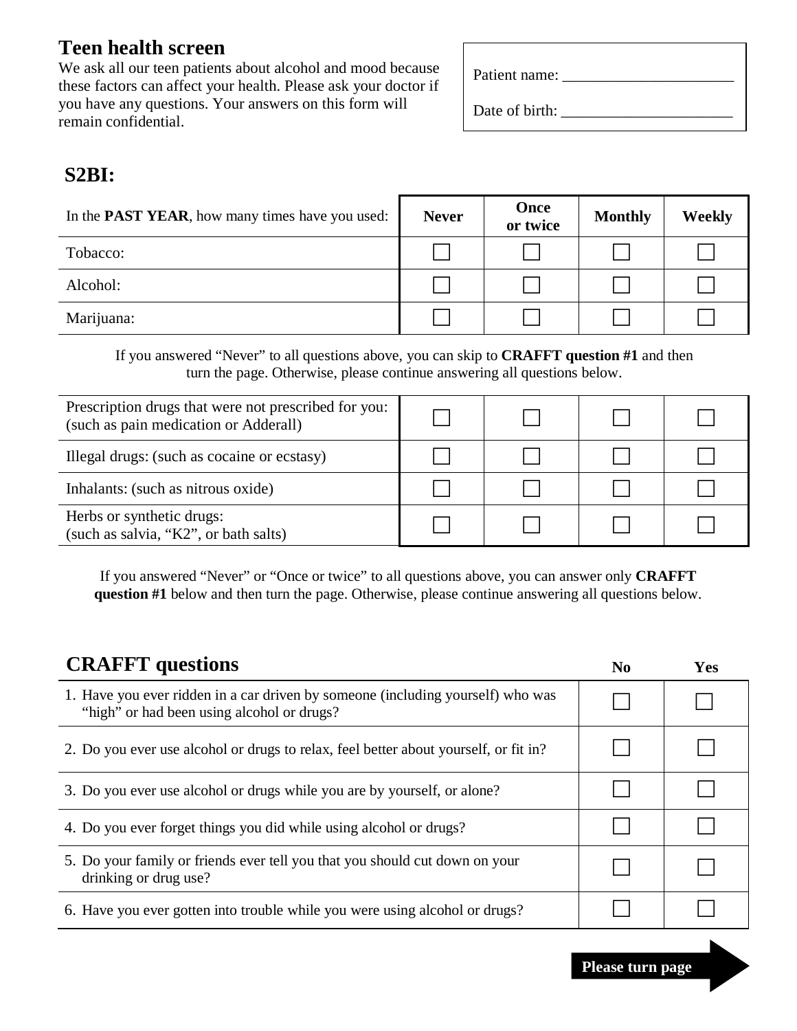# Teen health screen

We ask all our teen patients about alcohol and mood because these factors can affect your health. Please ask your doctor if you have any questions. Your answers on this form will remain confidential.

Patient name: ______________________

Date of birth: ______________________

## S2BI:

| In the **PAST YEAR**, how many times have you used: | **Never** | **Once or twice** | **Monthly** | **Weekly** |
| --- | --- | --- | --- | --- |
| Tobacco: | ☐ | ☐ | ☐ | ☐ |
| Alcohol: | ☐ | ☐ | ☐ | ☐ |
| Marijuana: | ☐ | ☐ | ☐ | ☐ |

If you answered "Never" to all questions above, you can skip to **CRAFFT question #1** and then turn the page. Otherwise, please continue answering all questions below.

| | | | | |
| --- | --- | --- | --- | --- |
| Prescription drugs that were not prescribed for you: (such as pain medication or Adderall) | ☐ | ☐ | ☐ | ☐ |
| Illegal drugs: (such as cocaine or ecstasy) | ☐ | ☐ | ☐ | ☐ |
| Inhalants: (such as nitrous oxide) | ☐ | ☐ | ☐ | ☐ |
| Herbs or synthetic drugs: (such as salvia, "K2", or bath salts) | ☐ | ☐ | ☐ | ☐ |

If you answered "Never" or "Once or twice" to all questions above, you can answer only **CRAFFT question #1** below and then turn the page. Otherwise, please continue answering all questions below.

## CRAFFT questions

| | **No** | **Yes** |
| --- | --- | --- |
| 1. Have you ever ridden in a car driven by someone (including yourself) who was "high" or had been using alcohol or drugs? | ☐ | ☐ |
| 2. Do you ever use alcohol or drugs to relax, feel better about yourself, or fit in? | ☐ | ☐ |
| 3. Do you ever use alcohol or drugs while you are by yourself, or alone? | ☐ | ☐ |
| 4. Do you ever forget things you did while using alcohol or drugs? | ☐ | ☐ |
| 5. Do your family or friends ever tell you that you should cut down on your drinking or drug use? | ☐ | ☐ |
| 6. Have you ever gotten into trouble while you were using alcohol or drugs? | ☐ | ☐ |

**Please turn page**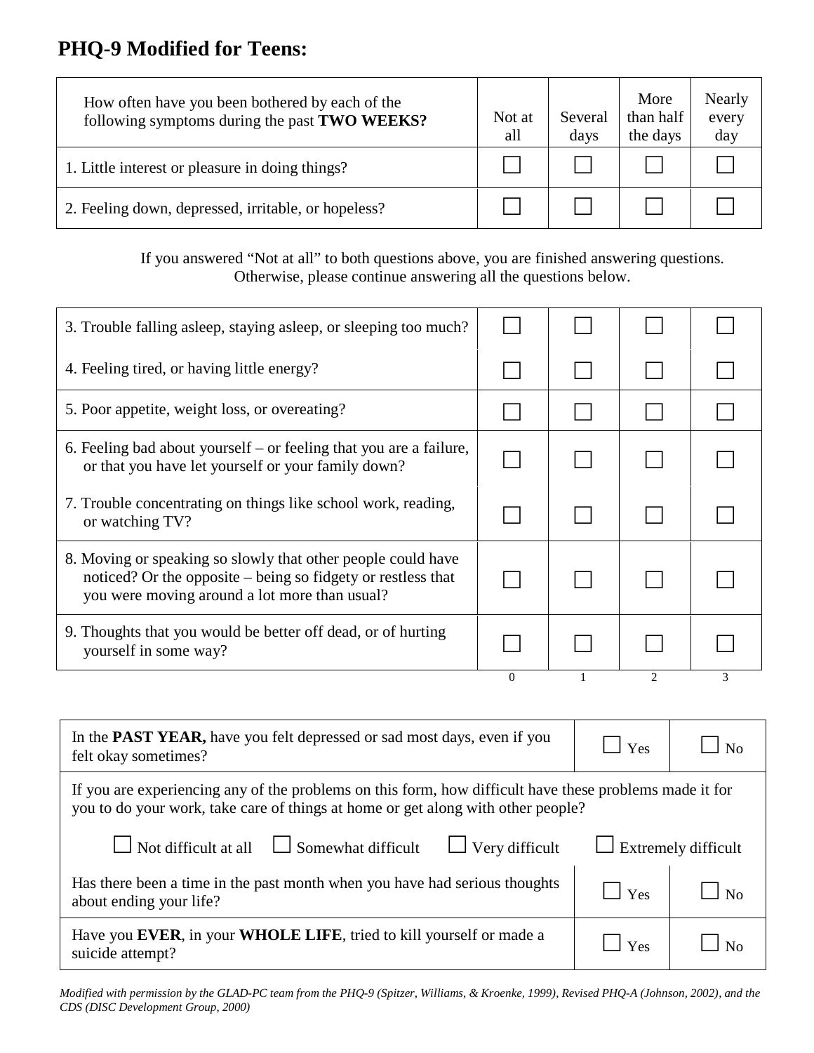# PHQ-9 Modified for Teens:

| How often have you been bothered by each of the following symptoms during the past **TWO WEEKS?** | Not at all | Several days | More than half the days | Nearly every day |
|---|---|---|---|---|
| 1. Little interest or pleasure in doing things? | ☐ | ☐ | ☐ | ☐ |
| 2. Feeling down, depressed, irritable, or hopeless? | ☐ | ☐ | ☐ | ☐ |

If you answered "Not at all" to both questions above, you are finished answering questions. Otherwise, please continue answering all the questions below.

| | | | | |
|---|---|---|---|---|
| 3. Trouble falling asleep, staying asleep, or sleeping too much? | ☐ | ☐ | ☐ | ☐ |
| 4. Feeling tired, or having little energy? | ☐ | ☐ | ☐ | ☐ |
| 5. Poor appetite, weight loss, or overeating? | ☐ | ☐ | ☐ | ☐ |
| 6. Feeling bad about yourself – or feeling that you are a failure, or that you have let yourself or your family down? | ☐ | ☐ | ☐ | ☐ |
| 7. Trouble concentrating on things like school work, reading, or watching TV? | ☐ | ☐ | ☐ | ☐ |
| 8. Moving or speaking so slowly that other people could have noticed? Or the opposite – being so fidgety or restless that you were moving around a lot more than usual? | ☐ | ☐ | ☐ | ☐ |
| 9. Thoughts that you would be better off dead, or of hurting yourself in some way? | ☐ | ☐ | ☐ | ☐ |
| | 0 | 1 | 2 | 3 |

| | | |
|---|---|---|
| In the **PAST YEAR,** have you felt depressed or sad most days, even if you felt okay sometimes? | ☐ Yes | ☐ No |
| If you are experiencing any of the problems on this form, how difficult have these problems made it for you to do your work, take care of things at home or get along with other people? ☐ Not difficult at all ☐ Somewhat difficult ☐ Very difficult ☐ Extremely difficult | | |
| Has there been a time in the past month when you have had serious thoughts about ending your life? | ☐ Yes | ☐ No |
| Have you **EVER**, in your **WHOLE LIFE**, tried to kill yourself or made a suicide attempt? | ☐ Yes | ☐ No |

*Modified with permission by the GLAD-PC team from the PHQ-9 (Spitzer, Williams, & Kroenke, 1999), Revised PHQ-A (Johnson, 2002), and the CDS (DISC Development Group, 2000)*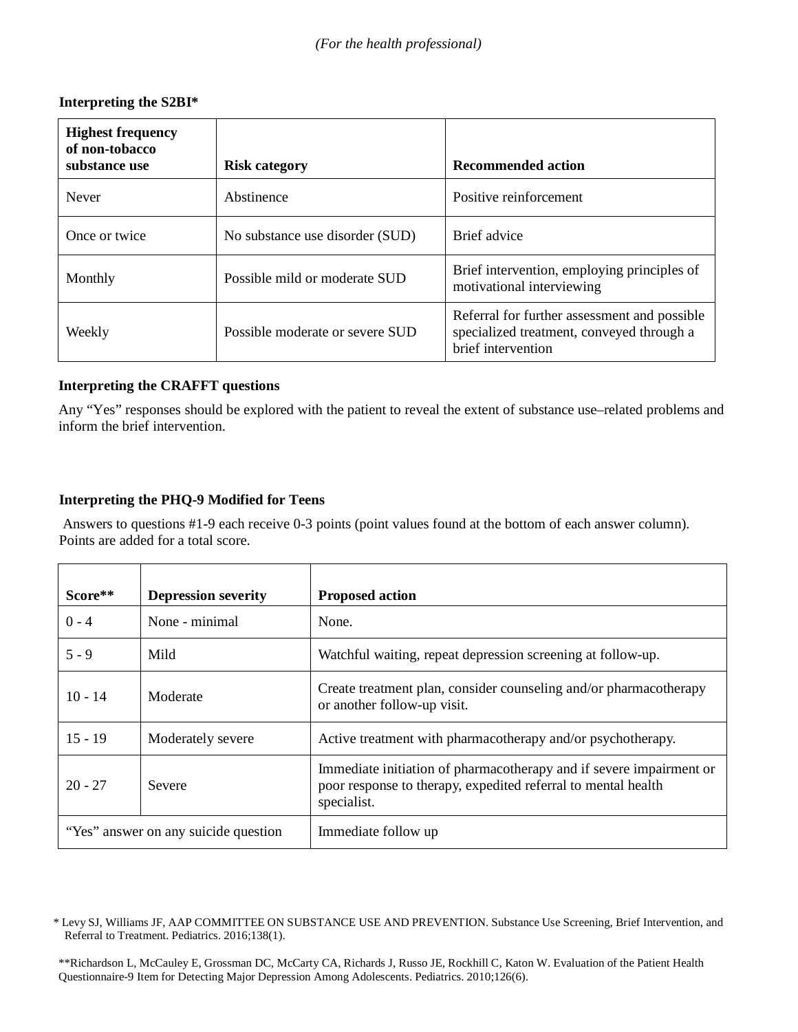*(For the health professional)*

**Interpreting the S2BI***

| Highest frequency of non-tobacco substance use | Risk category | Recommended action |
|---|---|---|
| Never | Abstinence | Positive reinforcement |
| Once or twice | No substance use disorder (SUD) | Brief advice |
| Monthly | Possible mild or moderate SUD | Brief intervention, employing principles of motivational interviewing |
| Weekly | Possible moderate or severe SUD | Referral for further assessment and possible specialized treatment, conveyed through a brief intervention |

**Interpreting the CRAFFT questions**

Any "Yes" responses should be explored with the patient to reveal the extent of substance use–related problems and inform the brief intervention.

**Interpreting the PHQ-9 Modified for Teens**

Answers to questions #1-9 each receive 0-3 points (point values found at the bottom of each answer column). Points are added for a total score.

| Score** | Depression severity | Proposed action |
|---|---|---|
| 0 - 4 | None - minimal | None. |
| 5 - 9 | Mild | Watchful waiting, repeat depression screening at follow-up. |
| 10 - 14 | Moderate | Create treatment plan, consider counseling and/or pharmacotherapy or another follow-up visit. |
| 15 - 19 | Moderately severe | Active treatment with pharmacotherapy and/or psychotherapy. |
| 20 - 27 | Severe | Immediate initiation of pharmacotherapy and if severe impairment or poor response to therapy, expedited referral to mental health specialist. |
| "Yes" answer on any suicide question | | Immediate follow up |

\* Levy SJ, Williams JF, AAP COMMITTEE ON SUBSTANCE USE AND PREVENTION. Substance Use Screening, Brief Intervention, and Referral to Treatment. Pediatrics. 2016;138(1).

**Richardson L, McCauley E, Grossman DC, McCarty CA, Richards J, Russo JE, Rockhill C, Katon W. Evaluation of the Patient Health Questionnaire-9 Item for Detecting Major Depression Among Adolescents. Pediatrics. 2010;126(6).